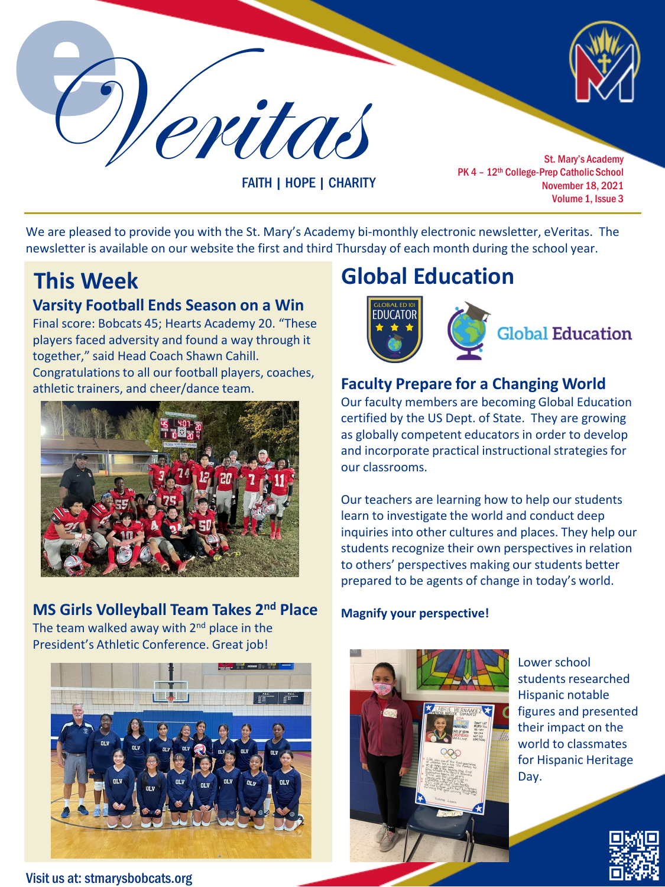# eVeritas

FAITH | HOPE | CHARITY

St. Mary's Academy
PK 4 – 12th College-Prep Catholic School
November 18, 2021
Volume 1, Issue 3

We are pleased to provide you with the St. Mary's Academy bi-monthly electronic newsletter, eVeritas. The newsletter is available on our website the first and third Thursday of each month during the school year.

## This Week

### Varsity Football Ends Season on a Win

Final score: Bobcats 45; Hearts Academy 20. "These players faced adversity and found a way through it together," said Head Coach Shawn Cahill. Congratulations to all our football players, coaches, athletic trainers, and cheer/dance team.

### MS Girls Volleyball Team Takes 2nd Place

The team walked away with 2nd place in the President's Athletic Conference. Great job!

## Global Education

### Faculty Prepare for a Changing World

Our faculty members are becoming Global Education certified by the US Dept. of State. They are growing as globally competent educators in order to develop and incorporate practical instructional strategies for our classrooms.

Our teachers are learning how to help our students learn to investigate the world and conduct deep inquiries into other cultures and places. They help our students recognize their own perspectives in relation to others' perspectives making our students better prepared to be agents of change in today's world.

**Magnify your perspective!**

Lower school students researched Hispanic notable figures and presented their impact on the world to classmates for Hispanic Heritage Day.

Visit us at: stmarysbobcats.org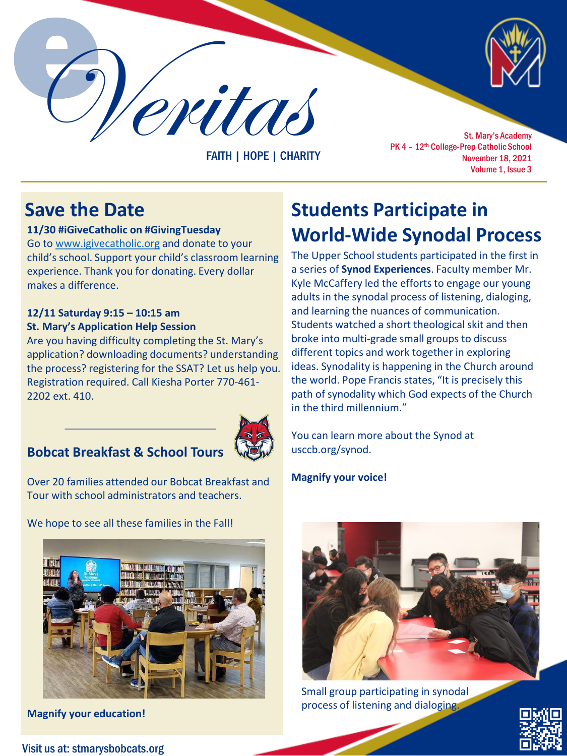# eVeritas

FAITH | HOPE | CHARITY

St. Mary's Academy
PK 4 – 12th College-Prep Catholic School
November 18, 2021
Volume 1, Issue 3

## Save the Date

**11/30 #iGiveCatholic on #GivingTuesday**
Go to www.igivecatholic.org and donate to your child's school. Support your child's classroom learning experience. Thank you for donating. Every dollar makes a difference.

**12/11 Saturday 9:15 – 10:15 am**
**St. Mary's Application Help Session**
Are you having difficulty completing the St. Mary's application? downloading documents? understanding the process? registering for the SSAT? Let us help you. Registration required. Call Kiesha Porter 770-461-2202 ext. 410.

### Bobcat Breakfast & School Tours

Over 20 families attended our Bobcat Breakfast and Tour with school administrators and teachers.

We hope to see all these families in the Fall!

**Magnify your education!**

## Students Participate in World-Wide Synodal Process

The Upper School students participated in the first in a series of **Synod Experiences**. Faculty member Mr. Kyle McCaffery led the efforts to engage our young adults in the synodal process of listening, dialoging, and learning the nuances of communication. Students watched a short theological skit and then broke into multi-grade small groups to discuss different topics and work together in exploring ideas. Synodality is happening in the Church around the world. Pope Francis states, "It is precisely this path of synodality which God expects of the Church in the third millennium."

You can learn more about the Synod at usccb.org/synod.

**Magnify your voice!**

Small group participating in synodal process of listening and dialoging.

Visit us at: stmarysbobcats.org